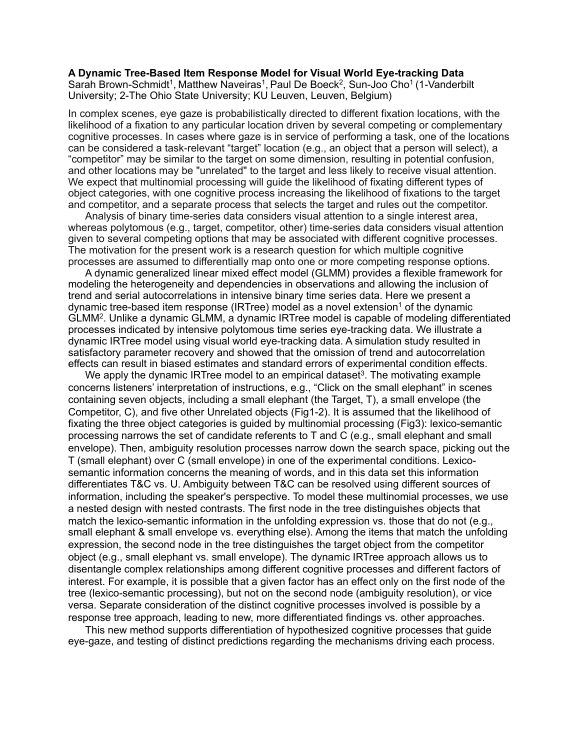**A Dynamic Tree-Based Item Response Model for Visual World Eye-tracking Data**
Sarah Brown-Schmidt[1], Matthew Naveiras[1], Paul De Boeck[2], Sun-Joo Cho[1] (1-Vanderbilt University; 2-The Ohio State University; KU Leuven, Leuven, Belgium)

In complex scenes, eye gaze is probabilistically directed to different fixation locations, with the likelihood of a fixation to any particular location driven by several competing or complementary cognitive processes. In cases where gaze is in service of performing a task, one of the locations can be considered a task-relevant “target” location (e.g., an object that a person will select), a “competitor” may be similar to the target on some dimension, resulting in potential confusion, and other locations may be "unrelated" to the target and less likely to receive visual attention. We expect that multinomial processing will guide the likelihood of fixating different types of object categories, with one cognitive process increasing the likelihood of fixations to the target and competitor, and a separate process that selects the target and rules out the competitor.

Analysis of binary time-series data considers visual attention to a single interest area, whereas polytomous (e.g., target, competitor, other) time-series data considers visual attention given to several competing options that may be associated with different cognitive processes. The motivation for the present work is a research question for which multiple cognitive processes are assumed to differentially map onto one or more competing response options.

A dynamic generalized linear mixed effect model (GLMM) provides a flexible framework for modeling the heterogeneity and dependencies in observations and allowing the inclusion of trend and serial autocorrelations in intensive binary time series data. Here we present a dynamic tree-based item response (IRTree) model as a novel extension[1] of the dynamic GLMM[2]. Unlike a dynamic GLMM, a dynamic IRTree model is capable of modeling differentiated processes indicated by intensive polytomous time series eye-tracking data. We illustrate a dynamic IRTree model using visual world eye-tracking data. A simulation study resulted in satisfactory parameter recovery and showed that the omission of trend and autocorrelation effects can result in biased estimates and standard errors of experimental condition effects.

We apply the dynamic IRTree model to an empirical dataset[3]. The motivating example concerns listeners’ interpretation of instructions, e.g., “Click on the small elephant” in scenes containing seven objects, including a small elephant (the Target, T), a small envelope (the Competitor, C), and five other Unrelated objects (Fig1-2). It is assumed that the likelihood of fixating the three object categories is guided by multinomial processing (Fig3): lexico-semantic processing narrows the set of candidate referents to T and C (e.g., small elephant and small envelope). Then, ambiguity resolution processes narrow down the search space, picking out the T (small elephant) over C (small envelope) in one of the experimental conditions. Lexico-semantic information concerns the meaning of words, and in this data set this information differentiates T&C vs. U. Ambiguity between T&C can be resolved using different sources of information, including the speaker's perspective. To model these multinomial processes, we use a nested design with nested contrasts. The first node in the tree distinguishes objects that match the lexico-semantic information in the unfolding expression vs. those that do not (e.g., small elephant & small envelope vs. everything else). Among the items that match the unfolding expression, the second node in the tree distinguishes the target object from the competitor object (e.g., small elephant vs. small envelope). The dynamic IRTree approach allows us to disentangle complex relationships among different cognitive processes and different factors of interest. For example, it is possible that a given factor has an effect only on the first node of the tree (lexico-semantic processing), but not on the second node (ambiguity resolution), or vice versa. Separate consideration of the distinct cognitive processes involved is possible by a response tree approach, leading to new, more differentiated findings vs. other approaches.

This new method supports differentiation of hypothesized cognitive processes that guide eye-gaze, and testing of distinct predictions regarding the mechanisms driving each process.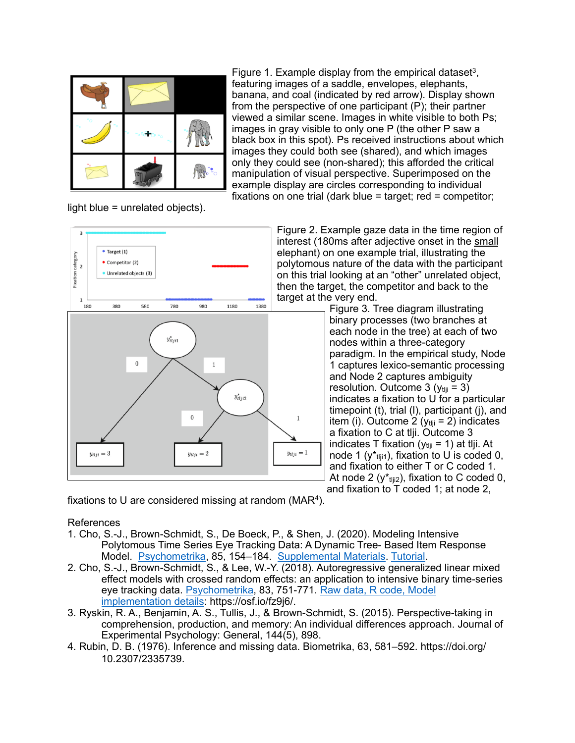Figure 1. Example display from the empirical dataset[3], featuring images of a saddle, envelopes, elephants, banana, and coal (indicated by red arrow). Display shown from the perspective of one participant (P); their partner viewed a similar scene. Images in white visible to both Ps; images in gray visible to only one P (the other P saw a black box in this spot). Ps received instructions about which images they could both see (shared), and which images only they could see (non-shared); this afforded the critical manipulation of visual perspective. Superimposed on the example display are circles corresponding to individual fixations on one trial (dark blue = target; red = competitor; light blue = unrelated objects).

Fixation category
3
2
1
Target (1)
Competitor (2)
Unrelated objects (3)
180 380 580 780 980 1180 1380

Figure 2. Example gaze data in the time region of interest (180ms after adjective onset in the small elephant) on one example trial, illustrating the polytomous nature of the data with the participant on this trial looking at an "other" unrelated object, then the target, the competitor and back to the target at the very end.

$y^*_{tlji1}$
$y^*_{tlji2}$
0
1
0
1
$y_{tlji} = 3$
$y_{tlji} = 2$
$y_{tlji} = 1$

Figure 3. Tree diagram illustrating binary processes (two branches at each node in the tree) at each of two nodes within a three-category paradigm. In the empirical study, Node 1 captures lexico-semantic processing and Node 2 captures ambiguity resolution. Outcome 3 ($y_{tlji} = 3$) indicates a fixation to U for a particular timepoint (t), trial (l), participant (j), and item (i). Outcome 2 ($y_{tlji} = 2$) indicates a fixation to C at tlji. Outcome 3 indicates T fixation ($y_{tlji} = 1$) at tlji. At node 1 ($y^*_{tlji1}$), fixation to U is coded 0, and fixation to either T or C coded 1. At node 2 ($y^*_{tlji2}$), fixation to C coded 0, and fixation to T coded 1; at node 2, fixations to U are considered missing at random (MAR[4]).

References

1. Cho, S.-J., Brown-Schmidt, S., De Boeck, P., & Shen, J. (2020). Modeling Intensive Polytomous Time Series Eye Tracking Data: A Dynamic Tree- Based Item Response Model. Psychometrika, 85, 154–184. Supplemental Materials. Tutorial.
2. Cho, S.-J., Brown-Schmidt, S., & Lee, W.-Y. (2018). Autoregressive generalized linear mixed effect models with crossed random effects: an application to intensive binary time-series eye tracking data. Psychometrika, 83, 751-771. Raw data, R code, Model implementation details: https://osf.io/fz9j6/.
3. Ryskin, R. A., Benjamin, A. S., Tullis, J., & Brown-Schmidt, S. (2015). Perspective-taking in comprehension, production, and memory: An individual differences approach. Journal of Experimental Psychology: General, 144(5), 898.
4. Rubin, D. B. (1976). Inference and missing data. Biometrika, 63, 581–592. https://doi.org/10.2307/2335739.